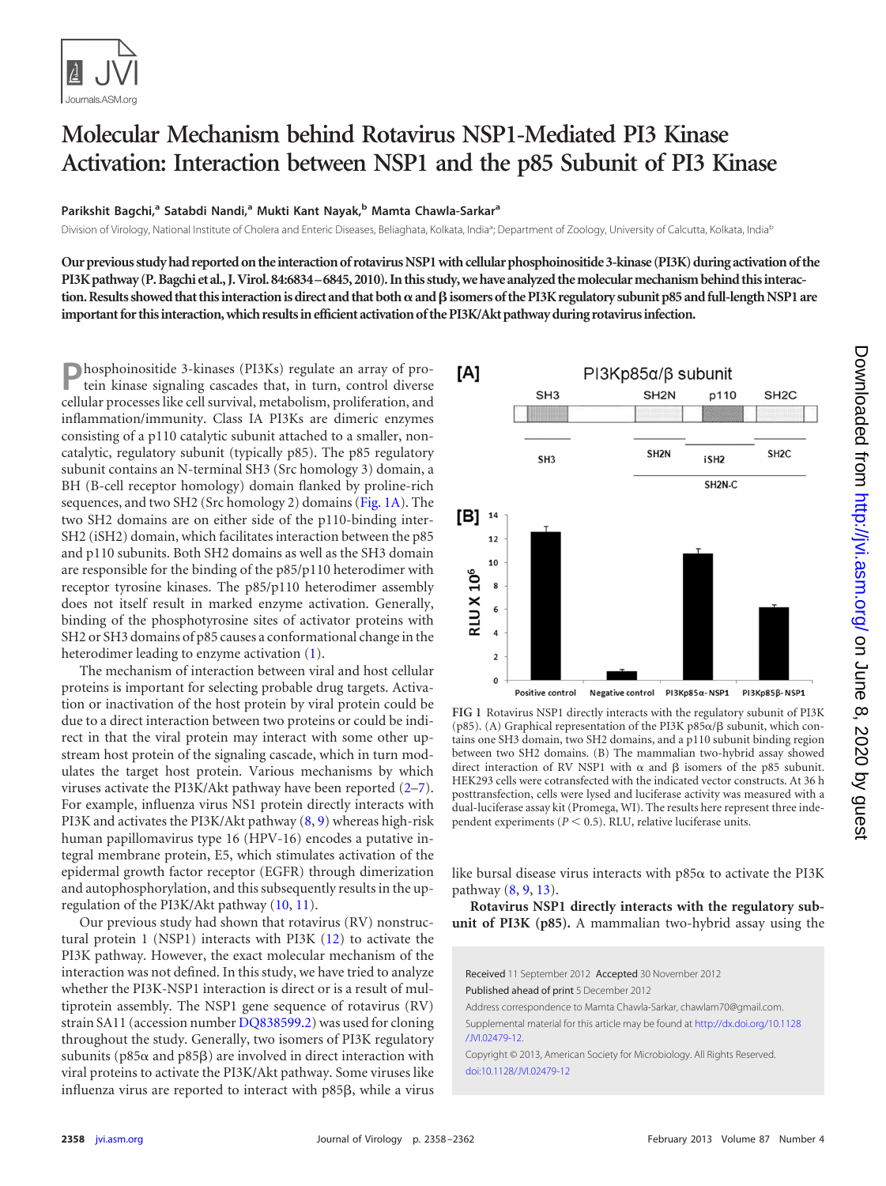# Molecular Mechanism behind Rotavirus NSP1-Mediated PI3 Kinase Activation: Interaction between NSP1 and the p85 Subunit of PI3 Kinase

**Parikshit Bagchi,[a] Satabdi Nandi,[a] Mukti Kant Nayak,[b] Mamta Chawla-Sarkar[a]**

Division of Virology, National Institute of Cholera and Enteric Diseases, Beliaghata, Kolkata, India[a]; Department of Zoology, University of Calcutta, Kolkata, India[b]

**Our previous study had reported on the interaction of rotavirus NSP1 with cellular phosphoinositide 3-kinase (PI3K) during activation of the PI3K pathway (P. Bagchi et al., J. Virol. 84:6834–6845, 2010). In this study, we have analyzed the molecular mechanism behind this interaction. Results showed that this interaction is direct and that both α and β isomers of the PI3K regulatory subunit p85 and full-length NSP1 are important for this interaction, which results in efficient activation of the PI3K/Akt pathway during rotavirus infection.**

Phosphoinositide 3-kinases (PI3Ks) regulate an array of protein kinase signaling cascades that, in turn, control diverse cellular processes like cell survival, metabolism, proliferation, and inflammation/immunity. Class IA PI3Ks are dimeric enzymes consisting of a p110 catalytic subunit attached to a smaller, noncatalytic, regulatory subunit (typically p85). The p85 regulatory subunit contains an N-terminal SH3 (Src homology 3) domain, a BH (B-cell receptor homology) domain flanked by proline-rich sequences, and two SH2 (Src homology 2) domains (Fig. 1A). The two SH2 domains are on either side of the p110-binding inter-SH2 (iSH2) domain, which facilitates interaction between the p85 and p110 subunits. Both SH2 domains as well as the SH3 domain are responsible for the binding of the p85/p110 heterodimer with receptor tyrosine kinases. The p85/p110 heterodimer assembly does not itself result in marked enzyme activation. Generally, binding of the phosphotyrosine sites of activator proteins with SH2 or SH3 domains of p85 causes a conformational change in the heterodimer leading to enzyme activation (1).

The mechanism of interaction between viral and host cellular proteins is important for selecting probable drug targets. Activation or inactivation of the host protein by viral protein could be due to a direct interaction between two proteins or could be indirect in that the viral protein may interact with some other upstream host protein of the signaling cascade, which in turn modulates the target host protein. Various mechanisms by which viruses activate the PI3K/Akt pathway have been reported (2–7). For example, influenza virus NS1 protein directly interacts with PI3K and activates the PI3K/Akt pathway (8, 9) whereas high-risk human papillomavirus type 16 (HPV-16) encodes a putative integral membrane protein, E5, which stimulates activation of the epidermal growth factor receptor (EGFR) through dimerization and autophosphorylation, and this subsequently results in the upregulation of the PI3K/Akt pathway (10, 11).

Our previous study had shown that rotavirus (RV) nonstructural protein 1 (NSP1) interacts with PI3K (12) to activate the PI3K pathway. However, the exact molecular mechanism of the interaction was not defined. In this study, we have tried to analyze whether the PI3K-NSP1 interaction is direct or is a result of multiprotein assembly. The NSP1 gene sequence of rotavirus (RV) strain SA11 (accession number DQ838599.2) was used for cloning throughout the study. Generally, two isomers of PI3K regulatory subunits (p85α and p85β) are involved in direct interaction with viral proteins to activate the PI3K/Akt pathway. Some viruses like influenza virus are reported to interact with p85β, while a virus like bursal disease virus interacts with p85α to activate the PI3K pathway (8, 9, 13).

FIG 1 Rotavirus NSP1 directly interacts with the regulatory subunit of PI3K (p85). (A) Graphical representation of the PI3K p85α/β subunit, which contains one SH3 domain, two SH2 domains, and a p110 subunit binding region between two SH2 domains. (B) The mammalian two-hybrid assay showed direct interaction of RV NSP1 with α and β isomers of the p85 subunit. HEK293 cells were cotransfected with the indicated vector constructs. At 36 h posttransfection, cells were lysed and luciferase activity was measured with a dual-luciferase assay kit (Promega, WI). The results here represent three independent experiments ($P < 0.5$). RLU, relative luciferase units.

**Rotavirus NSP1 directly interacts with the regulatory subunit of PI3K (p85).** A mammalian two-hybrid assay using the

Received 11 September 2012 Accepted 30 November 2012

Published ahead of print 5 December 2012

Address correspondence to Mamta Chawla-Sarkar, chawlam70@gmail.com.

Supplemental material for this article may be found at http://dx.doi.org/10.1128/JVI.02479-12.

Copyright © 2013, American Society for Microbiology. All Rights Reserved.

doi:10.1128/JVI.02479-12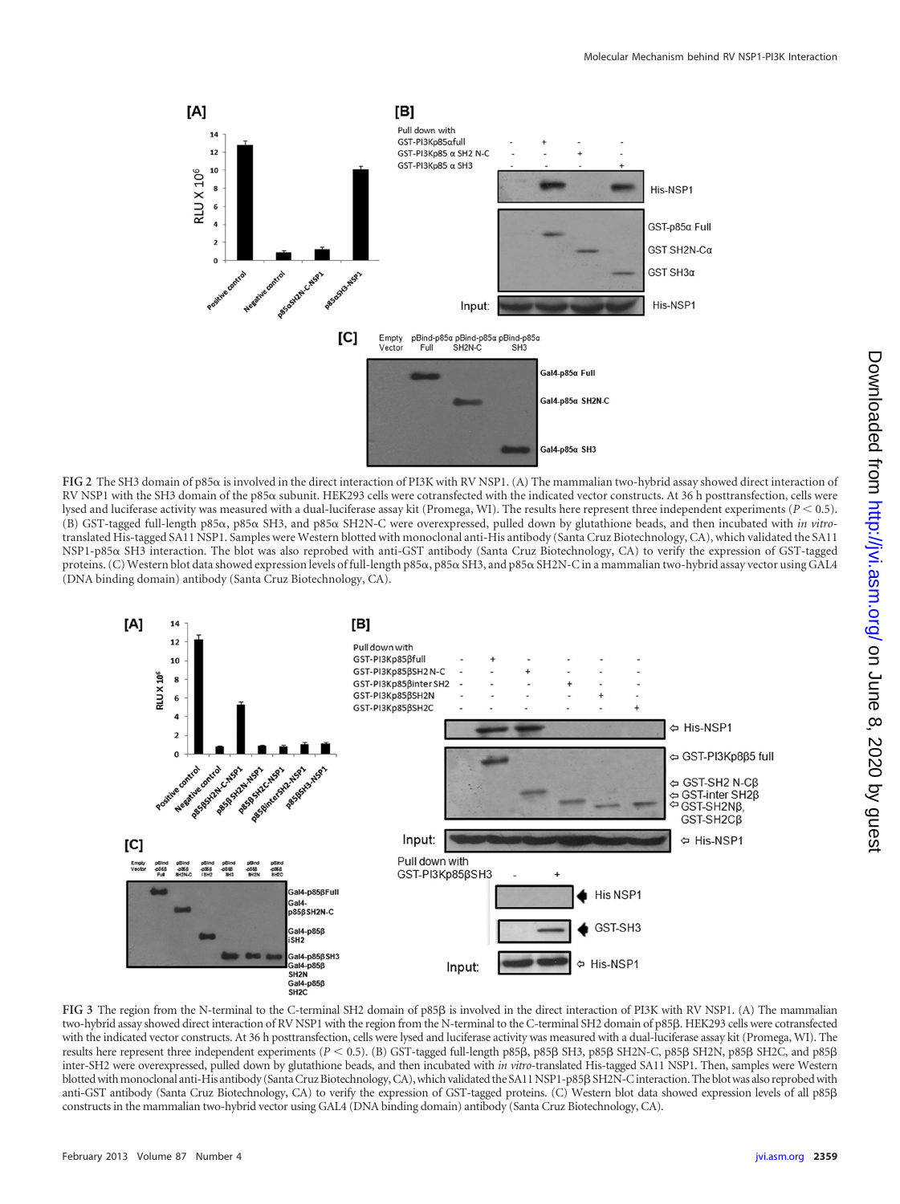**FIG 2** The SH3 domain of p85α is involved in the direct interaction of PI3K with RV NSP1. (A) The mammalian two-hybrid assay showed direct interaction of RV NSP1 with the SH3 domain of the p85α subunit. HEK293 cells were cotransfected with the indicated vector constructs. At 36 h posttransfection, cells were lysed and luciferase activity was measured with a dual-luciferase assay kit (Promega, WI). The results here represent three independent experiments ($P < 0.5$). (B) GST-tagged full-length p85α, p85α SH3, and p85α SH2N-C were overexpressed, pulled down by glutathione beads, and then incubated with *in vitro*-translated His-tagged SA11 NSP1. Samples were Western blotted with monoclonal anti-His antibody (Santa Cruz Biotechnology, CA), which validated the SA11 NSP1-p85α SH3 interaction. The blot was also reprobed with anti-GST antibody (Santa Cruz Biotechnology, CA) to verify the expression of GST-tagged proteins. (C) Western blot data showed expression levels of full-length p85α, p85α SH3, and p85α SH2N-C in a mammalian two-hybrid assay vector using GAL4 (DNA binding domain) antibody (Santa Cruz Biotechnology, CA).

**FIG 3** The region from the N-terminal to the C-terminal SH2 domain of p85β is involved in the direct interaction of PI3K with RV NSP1. (A) The mammalian two-hybrid assay showed direct interaction of RV NSP1 with the region from the N-terminal to the C-terminal SH2 domain of p85β. HEK293 cells were cotransfected with the indicated vector constructs. At 36 h posttransfection, cells were lysed and luciferase activity was measured with a dual-luciferase assay kit (Promega, WI). The results here represent three independent experiments ($P < 0.5$). (B) GST-tagged full-length p85β, p85β SH3, p85β SH2N-C, p85β SH2N, p85β SH2C, and p85β inter-SH2 were overexpressed, pulled down by glutathione beads, and then incubated with *in vitro*-translated His-tagged SA11 NSP1. Then, samples were Western blotted with monoclonal anti-His antibody (Santa Cruz Biotechnology, CA), which validated the SA11 NSP1-p85β SH2N-C interaction. The blot was also reprobed with anti-GST antibody (Santa Cruz Biotechnology, CA) to verify the expression of GST-tagged proteins. (C) Western blot data showed expression levels of all p85β constructs in the mammalian two-hybrid vector using GAL4 (DNA binding domain) antibody (Santa Cruz Biotechnology, CA).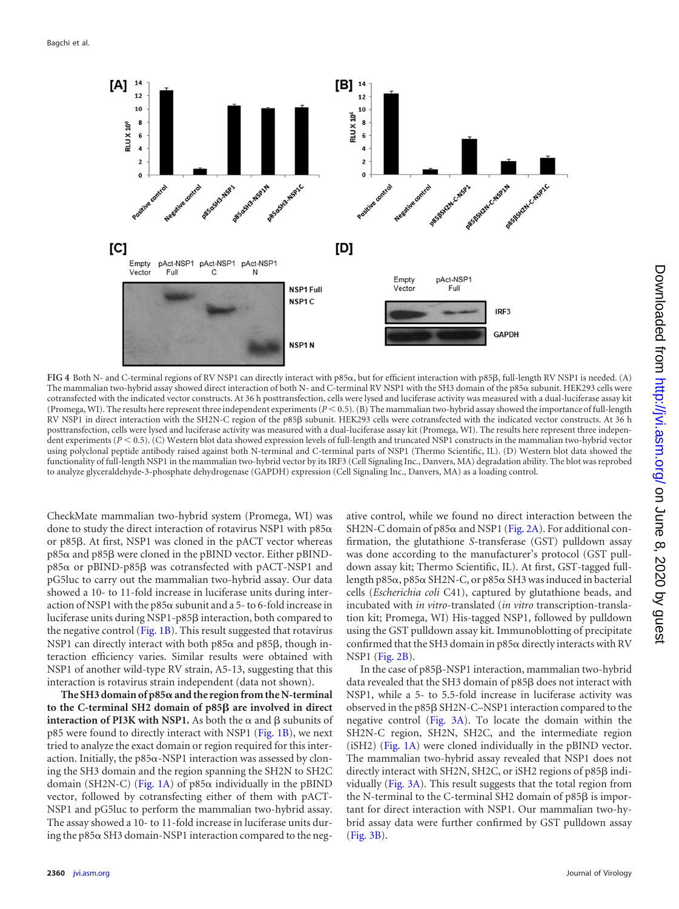FIG 4 Both N- and C-terminal regions of RV NSP1 can directly interact with p85α, but for efficient interaction with p85β, full-length RV NSP1 is needed. (A) The mammalian two-hybrid assay showed direct interaction of both N- and C-terminal RV NSP1 with the SH3 domain of the p85α subunit. HEK293 cells were cotransfected with the indicated vector constructs. At 36 h posttransfection, cells were lysed and luciferase activity was measured with a dual-luciferase assay kit (Promega, WI). The results here represent three independent experiments ($P < 0.5$). (B) The mammalian two-hybrid assay showed the importance of full-length RV NSP1 in direct interaction with the SH2N-C region of the p85β subunit. HEK293 cells were cotransfected with the indicated vector constructs. At 36 h posttransfection, cells were lysed and luciferase activity was measured with a dual-luciferase assay kit (Promega, WI). The results here represent three independent experiments ($P < 0.5$). (C) Western blot data showed expression levels of full-length and truncated NSP1 constructs in the mammalian two-hybrid vector using polyclonal peptide antibody raised against both N-terminal and C-terminal parts of NSP1 (Thermo Scientific, IL). (D) Western blot data showed the functionality of full-length NSP1 in the mammalian two-hybrid vector by its IRF3 (Cell Signaling Inc., Danvers, MA) degradation ability. The blot was reprobed to analyze glyceraldehyde-3-phosphate dehydrogenase (GAPDH) expression (Cell Signaling Inc., Danvers, MA) as a loading control.

CheckMate mammalian two-hybrid system (Promega, WI) was done to study the direct interaction of rotavirus NSP1 with p85α or p85β. At first, NSP1 was cloned in the pACT vector whereas p85α and p85β were cloned in the pBIND vector. Either pBIND-p85α or pBIND-p85β was cotransfected with pACT-NSP1 and pG5luc to carry out the mammalian two-hybrid assay. Our data showed a 10- to 11-fold increase in luciferase units during interaction of NSP1 with the p85α subunit and a 5- to 6-fold increase in luciferase units during NSP1-p85β interaction, both compared to the negative control (Fig. 1B). This result suggested that rotavirus NSP1 can directly interact with both p85α and p85β, though interaction efficiency varies. Similar results were obtained with NSP1 of another wild-type RV strain, A5-13, suggesting that this interaction is rotavirus strain independent (data not shown).

**The SH3 domain of p85α and the region from the N-terminal to the C-terminal SH2 domain of p85β are involved in direct interaction of PI3K with NSP1.** As both the α and β subunits of p85 were found to directly interact with NSP1 (Fig. 1B), we next tried to analyze the exact domain or region required for this interaction. Initially, the p85α-NSP1 interaction was assessed by cloning the SH3 domain and the region spanning the SH2N to SH2C domain (SH2N-C) (Fig. 1A) of p85α individually in the pBIND vector, followed by cotransfecting either of them with pACT-NSP1 and pG5luc to perform the mammalian two-hybrid assay. The assay showed a 10- to 11-fold increase in luciferase units during the p85α SH3 domain-NSP1 interaction compared to the negative control, while we found no direct interaction between the SH2N-C domain of p85α and NSP1 (Fig. 2A). For additional confirmation, the glutathione *S*-transferase (GST) pulldown assay was done according to the manufacturer's protocol (GST pulldown assay kit; Thermo Scientific, IL). At first, GST-tagged full-length p85α, p85α SH2N-C, or p85α SH3 was induced in bacterial cells (*Escherichia coli* C41), captured by glutathione beads, and incubated with *in vitro*-translated (*in vitro* transcription-translation kit; Promega, WI) His-tagged NSP1, followed by pulldown using the GST pulldown assay kit. Immunoblotting of precipitate confirmed that the SH3 domain in p85α directly interacts with RV NSP1 (Fig. 2B).

In the case of p85β-NSP1 interaction, mammalian two-hybrid data revealed that the SH3 domain of p85β does not interact with NSP1, while a 5- to 5.5-fold increase in luciferase activity was observed in the p85β SH2N-C–NSP1 interaction compared to the negative control (Fig. 3A). To locate the domain within the SH2N-C region, SH2N, SH2C, and the intermediate region (iSH2) (Fig. 1A) were cloned individually in the pBIND vector. The mammalian two-hybrid assay revealed that NSP1 does not directly interact with SH2N, SH2C, or iSH2 regions of p85β individually (Fig. 3A). This result suggests that the total region from the N-terminal to the C-terminal SH2 domain of p85β is important for direct interaction with NSP1. Our mammalian two-hybrid assay data were further confirmed by GST pulldown assay (Fig. 3B).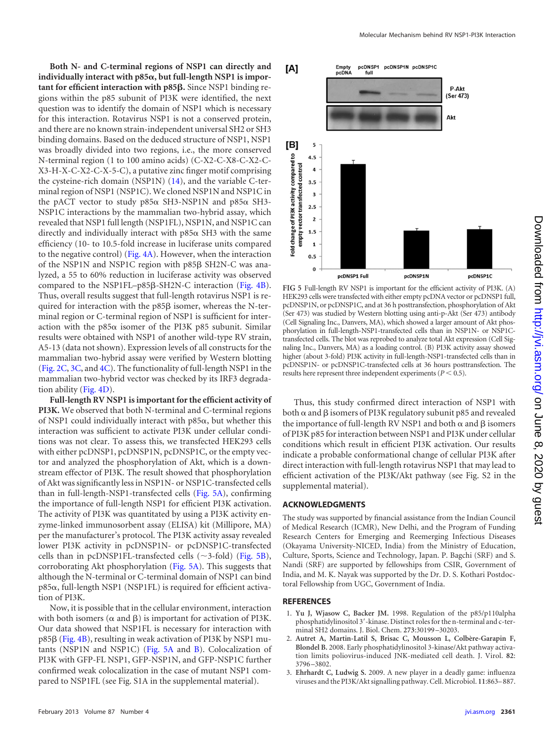**Both N- and C-terminal regions of NSP1 can directly and individually interact with p85α, but full-length NSP1 is important for efficient interaction with p85β.** Since NSP1 binding regions within the p85 subunit of PI3K were identified, the next question was to identify the domain of NSP1 which is necessary for this interaction. Rotavirus NSP1 is not a conserved protein, and there are no known strain-independent universal SH2 or SH3 binding domains. Based on the deduced structure of NSP1, NSP1 was broadly divided into two regions, i.e., the more conserved N-terminal region (1 to 100 amino acids) (C-X2-C-X8-C-X2-C-X3-H-X-C-X2-C-X-5-C), a putative zinc finger motif comprising the cysteine-rich domain (NSP1N) (14), and the variable C-terminal region of NSP1 (NSP1C). We cloned NSP1N and NSP1C in the pACT vector to study p85α SH3-NSP1N and p85α SH3-NSP1C interactions by the mammalian two-hybrid assay, which revealed that NSP1 full length (NSP1FL), NSP1N, and NSP1C can directly and individually interact with p85α SH3 with the same efficiency (10- to 10.5-fold increase in luciferase units compared to the negative control) (Fig. 4A). However, when the interaction of the NSP1N and NSP1C region with p85β SH2N-C was analyzed, a 55 to 60% reduction in luciferase activity was observed compared to the NSP1FL–p85β-SH2N-C interaction (Fig. 4B). Thus, overall results suggest that full-length rotavirus NSP1 is required for interaction with the p85β isomer, whereas the N-terminal region or C-terminal region of NSP1 is sufficient for interaction with the p85α isomer of the PI3K p85 subunit. Similar results were obtained with NSP1 of another wild-type RV strain, A5-13 (data not shown). Expression levels of all constructs for the mammalian two-hybrid assay were verified by Western blotting (Fig. 2C, 3C, and 4C). The functionality of full-length NSP1 in the mammalian two-hybrid vector was checked by its IRF3 degradation ability (Fig. 4D).

**Full-length RV NSP1 is important for the efficient activity of PI3K.** We observed that both N-terminal and C-terminal regions of NSP1 could individually interact with p85α, but whether this interaction was sufficient to activate PI3K under cellular conditions was not clear. To assess this, we transfected HEK293 cells with either pcDNSP1, pcDNSP1N, pcDNSP1C, or the empty vector and analyzed the phosphorylation of Akt, which is a downstream effector of PI3K. The result showed that phosphorylation of Akt was significantly less in NSP1N- or NSP1C-transfected cells than in full-length-NSP1-transfected cells (Fig. 5A), confirming the importance of full-length NSP1 for efficient PI3K activation. The activity of PI3K was quantitated by using a PI3K activity enzyme-linked immunosorbent assay (ELISA) kit (Millipore, MA) per the manufacturer's protocol. The PI3K activity assay revealed lower PI3K activity in pcDNSP1N- or pcDNSP1C-transfected cells than in pcDNSP1FL-transfected cells (~3-fold) (Fig. 5B), corroborating Akt phosphorylation (Fig. 5A). This suggests that although the N-terminal or C-terminal domain of NSP1 can bind p85α, full-length NSP1 (NSP1FL) is required for efficient activation of PI3K.

Now, it is possible that in the cellular environment, interaction with both isomers (α and β) is important for activation of PI3K. Our data showed that NSP1FL is necessary for interaction with p85β (Fig. 4B), resulting in weak activation of PI3K by NSP1 mutants (NSP1N and NSP1C) (Fig. 5A and B). Colocalization of PI3K with GFP-FL NSP1, GFP-NSP1N, and GFP-NSP1C further confirmed weak colocalization in the case of mutant NSP1 compared to NSP1FL (see Fig. S1A in the supplemental material).

**FIG 5** Full-length RV NSP1 is important for the efficient activity of PI3K. (A) HEK293 cells were transfected with either empty pcDNA vector or pcDNSP1 full, pcDNSP1N, or pcDNSP1C, and at 36 h posttransfection, phosphorylation of Akt (Ser 473) was studied by Western blotting using anti-p-Akt (Ser 473) antibody (Cell Signaling Inc., Danvers, MA), which showed a larger amount of Akt phosphorylation in full-length-NSP1-transfected cells than in NSP1N- or NSP1C-transfected cells. The blot was reprobed to analyze total Akt expression (Cell Signaling Inc., Danvers, MA) as a loading control. (B) PI3K activity assay showed higher (about 3-fold) PI3K activity in full-length-NSP1-transfected cells than in pcDNSP1N- or pcDNSP1C-transfected cells at 36 hours posttransfection. The results here represent three independent experiments ($P < 0.5$).

Thus, this study confirmed direct interaction of NSP1 with both α and β isomers of PI3K regulatory subunit p85 and revealed the importance of full-length RV NSP1 and both α and β isomers of PI3K p85 for interaction between NSP1 and PI3K under cellular conditions which result in efficient PI3K activation. Our results indicate a probable conformational change of cellular PI3K after direct interaction with full-length rotavirus NSP1 that may lead to efficient activation of the PI3K/Akt pathway (see Fig. S2 in the supplemental material).

## ACKNOWLEDGMENTS

The study was supported by financial assistance from the Indian Council of Medical Research (ICMR), New Delhi, and the Program of Funding Research Centers for Emerging and Reemerging Infectious Diseases (Okayama University-NICED, India) from the Ministry of Education, Culture, Sports, Science and Technology, Japan. P. Bagchi (SRF) and S. Nandi (SRF) are supported by fellowships from CSIR, Government of India, and M. K. Nayak was supported by the Dr. D. S. Kothari Postdoctoral Fellowship from UGC, Government of India.

## REFERENCES

1. **Yu J, Wjasow C, Backer JM.** 1998. Regulation of the p85/p110alpha phosphatidylinositol 3′-kinase. Distinct roles for the n-terminal and c-terminal SH2 domains. J. Biol. Chem. **273**:30199–30203.
2. **Autret A, Martin-Latil S, Brisac C, Mousson L, Colbère-Garapin F, Blondel B.** 2008. Early phosphatidylinositol 3-kinase/Akt pathway activation limits poliovirus-induced JNK-mediated cell death. J. Virol. **82**:3796–3802.
3. **Ehrhardt C, Ludwig S.** 2009. A new player in a deadly game: influenza viruses and the PI3K/Akt signalling pathway. Cell. Microbiol. **11**:863–887.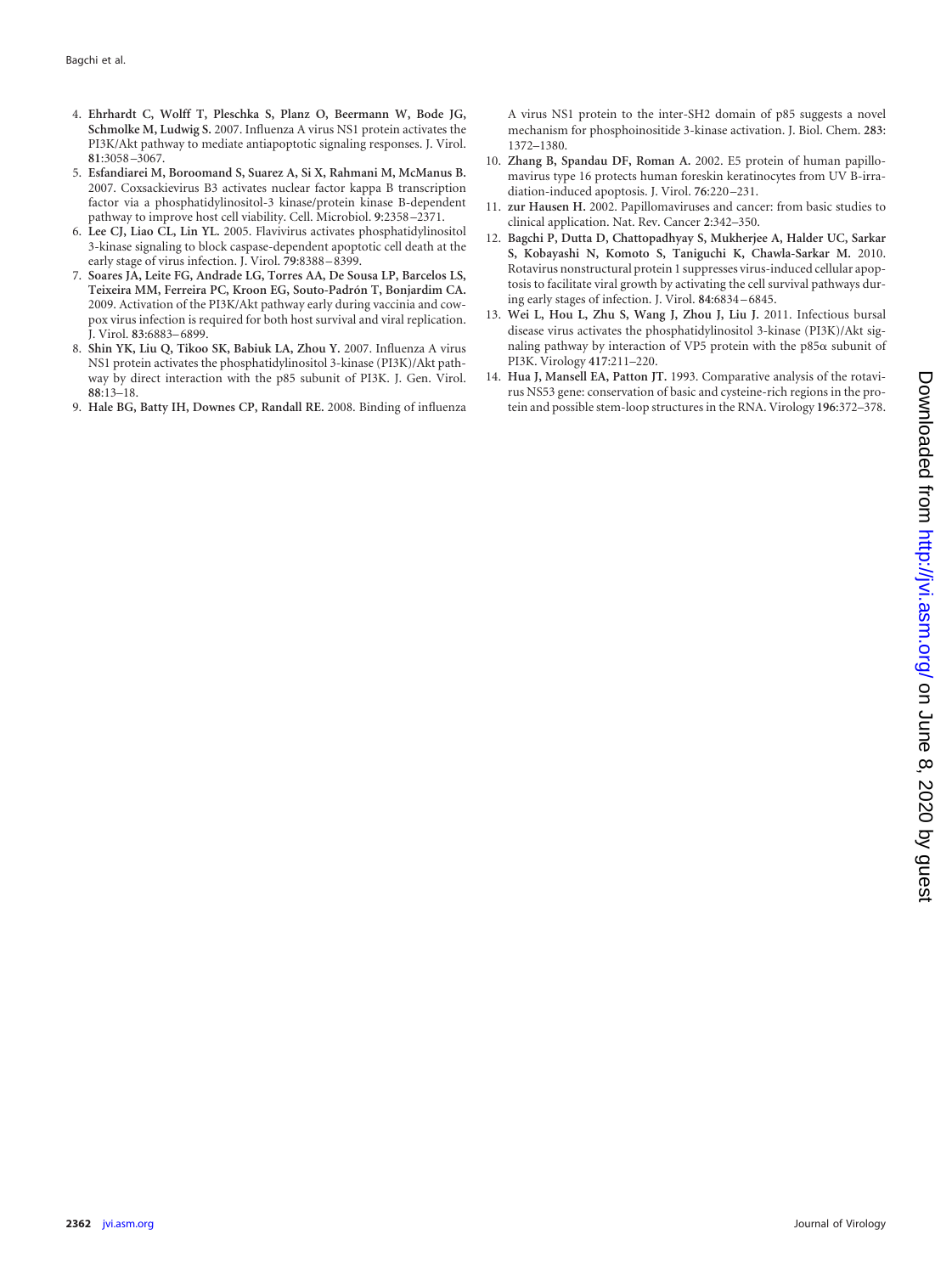4. **Ehrhardt C, Wolff T, Pleschka S, Planz O, Beermann W, Bode JG, Schmolke M, Ludwig S.** 2007. Influenza A virus NS1 protein activates the PI3K/Akt pathway to mediate antiapoptotic signaling responses. J. Virol. **81**:3058–3067.
5. **Esfandiarei M, Boroomand S, Suarez A, Si X, Rahmani M, McManus B.** 2007. Coxsackievirus B3 activates nuclear factor kappa B transcription factor via a phosphatidylinositol-3 kinase/protein kinase B-dependent pathway to improve host cell viability. Cell. Microbiol. **9**:2358–2371.
6. **Lee CJ, Liao CL, Lin YL.** 2005. Flavivirus activates phosphatidylinositol 3-kinase signaling to block caspase-dependent apoptotic cell death at the early stage of virus infection. J. Virol. **79**:8388–8399.
7. **Soares JA, Leite FG, Andrade LG, Torres AA, De Sousa LP, Barcelos LS, Teixeira MM, Ferreira PC, Kroon EG, Souto-Padrón T, Bonjardim CA.** 2009. Activation of the PI3K/Akt pathway early during vaccinia and cowpox virus infection is required for both host survival and viral replication. J. Virol. **83**:6883–6899.
8. **Shin YK, Liu Q, Tikoo SK, Babiuk LA, Zhou Y.** 2007. Influenza A virus NS1 protein activates the phosphatidylinositol 3-kinase (PI3K)/Akt pathway by direct interaction with the p85 subunit of PI3K. J. Gen. Virol. **88**:13–18.
9. **Hale BG, Batty IH, Downes CP, Randall RE.** 2008. Binding of influenza A virus NS1 protein to the inter-SH2 domain of p85 suggests a novel mechanism for phosphoinositide 3-kinase activation. J. Biol. Chem. **283**: 1372–1380.
10. **Zhang B, Spandau DF, Roman A.** 2002. E5 protein of human papillomavirus type 16 protects human foreskin keratinocytes from UV B-irradiation-induced apoptosis. J. Virol. **76**:220–231.
11. **zur Hausen H.** 2002. Papillomaviruses and cancer: from basic studies to clinical application. Nat. Rev. Cancer **2**:342–350.
12. **Bagchi P, Dutta D, Chattopadhyay S, Mukherjee A, Halder UC, Sarkar S, Kobayashi N, Komoto S, Taniguchi K, Chawla-Sarkar M.** 2010. Rotavirus nonstructural protein 1 suppresses virus-induced cellular apoptosis to facilitate viral growth by activating the cell survival pathways during early stages of infection. J. Virol. **84**:6834–6845.
13. **Wei L, Hou L, Zhu S, Wang J, Zhou J, Liu J.** 2011. Infectious bursal disease virus activates the phosphatidylinositol 3-kinase (PI3K)/Akt signaling pathway by interaction of VP5 protein with the p85α subunit of PI3K. Virology **417**:211–220.
14. **Hua J, Mansell EA, Patton JT.** 1993. Comparative analysis of the rotavirus NS53 gene: conservation of basic and cysteine-rich regions in the protein and possible stem-loop structures in the RNA. Virology **196**:372–378.